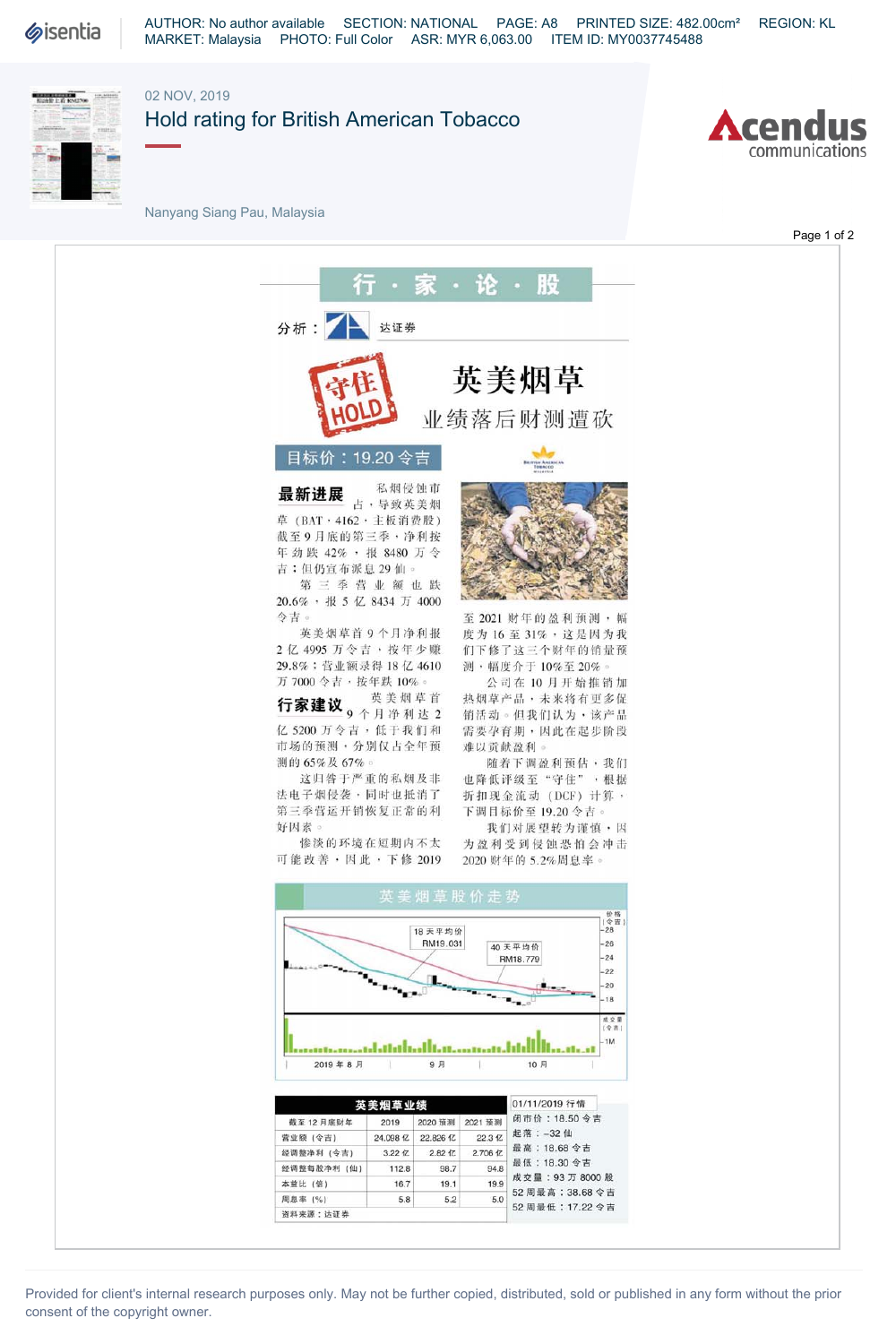AUTHOR: No author available SECTION: NATIONAL PAGE: A8 PRINTED SIZE: 482.00cm² REGION: KL MARKET: Malaysia PHOTO: Full Color ASR: MYR 6,063.00 ITEM ID: MY0037745488

02 NOV, 2019

# Hold rating for British American Tobacco

Nanyang Siang Pau, Malaysia

## 行・家・论・股

分析：达证券

守住 HOLD

# 英美烟草

## 业绩落后财测遭砍

**目标价：19.20 令吉**

### 最新进展

私烟侵蚀市占，导致英美烟草（BAT，4162，主板消费股）截至9月底的第三季，净利按年劲跌42%，报8480万令吉；但仍宣布派息29仙。

第三季营业额也跌20.6%，报5亿8434万4000令吉。

英美烟草首9个月净利报2亿4995万令吉，按年少赚29.8%；营业额录得18亿4610万7000令吉，按年跌10%。

### 行家建议

英美烟草首9个月净利达2亿5200万令吉，低于我们和市场的预测，分别仅占全年预测的65%及67%。

这归咎于严重的私烟及非法电子烟侵袭，同时也抵消了第三季营运开销恢复正常的利好因素。

惨淡的环境在短期内不太可能改善，因此，下修2019至2021财年的盈利预测，幅度为16至31%，这是因为我们下修了这三个财年的销量预测，幅度介于10%至20%。

公司在10月开始推销加热烟草产品，未来将有更多促销活动。但我们认为，该产品需要孕育期，因此在起步阶段难以贡献盈利。

随着下调盈利预估，我们也降低评级至"守住"，根据折扣现金流动（DCF）计算，下调目标价至19.20令吉。

我们对展望转为谨慎，因为盈利受到侵蚀恐怕会冲击2020财年的5.2%周息率。

**英美烟草股价走势**

18天平均价 RM19.031

40天平均价 RM18.779

**英美烟草业绩**

| 截至12月底财年 | 2019 | 2020预测 | 2021预测 |
|---|---|---|---|
| 营业额（令吉） | 24.098亿 | 22.826亿 | 22.3亿 |
| 经调整净利（令吉） | 3.22亿 | 2.82亿 | 2.706亿 |
| 经调整每股净利（仙） | 112.8 | 98.7 | 94.8 |
| 本益比（倍） | 16.7 | 19.1 | 19.9 |
| 周息率（%） | 5.8 | 5.2 | 5.0 |

资料来源：达证券

**01/11/2019 行情**

闭市价：18.50令吉
起落：-32仙
最高：18.68令吉
最低：18.30令吉
成交量：93万8000股
52周最高：38.68令吉
52周最低：17.22令吉

Provided for client's internal research purposes only. May not be further copied, distributed, sold or published in any form without the prior consent of the copyright owner.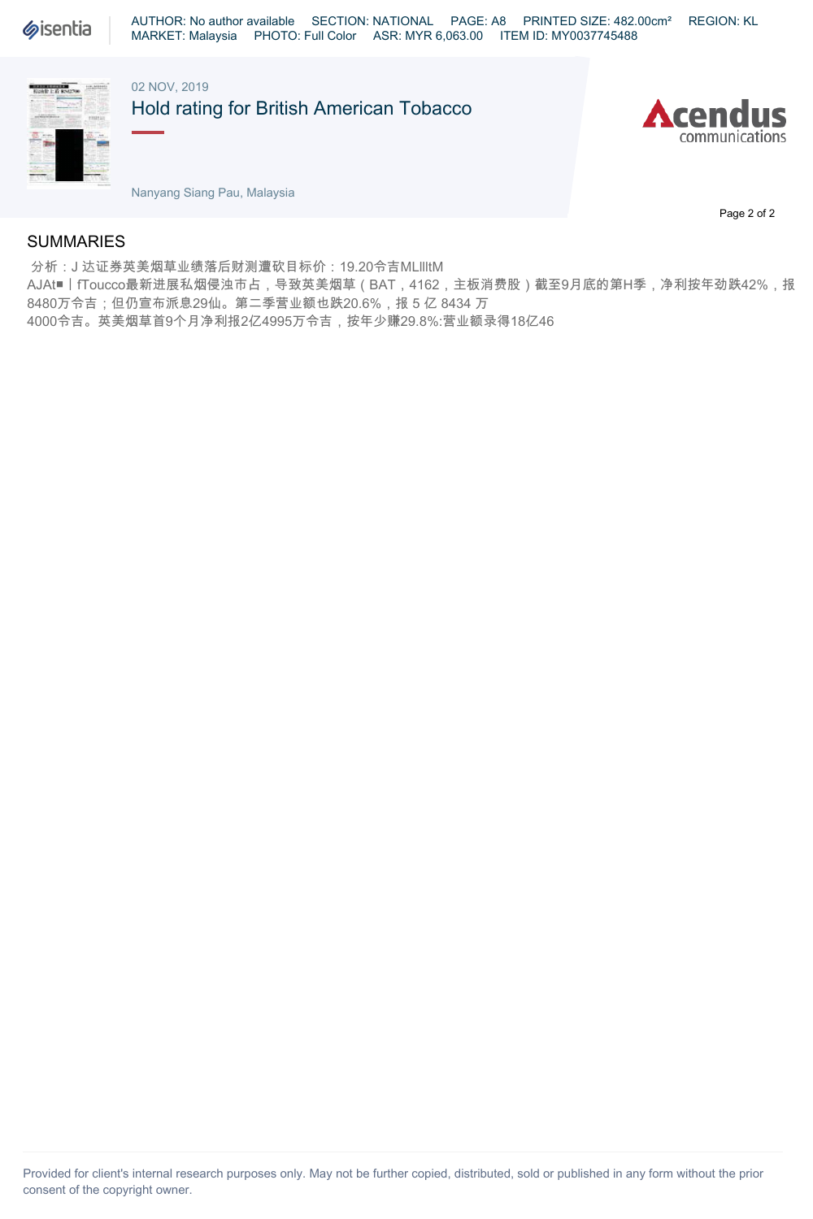AUTHOR: No author available SECTION: NATIONAL PAGE: A8 PRINTED SIZE: 482.00cm² REGION: KL
MARKET: Malaysia PHOTO: Full Color ASR: MYR 6,063.00 ITEM ID: MY0037745488

02 NOV, 2019

# Hold rating for British American Tobacco

Nanyang Siang Pau, Malaysia

## SUMMARIES

分析：J 达证券英美烟草业绩落后财测遭砍目标价：19.20令吉MLIlItM
AJAt■丨fToucco最新进展私烟侵浊市占，导致英美烟草（BAT，4162，主板消费股）截至9月底的第H季，净利按年劲跌42%，报8480万令吉；但仍宣布派息29仙。第二季营业额也跌20.6%，报 5 亿 8434 万
4000令吉。英美烟草首9个月净利报2亿4995万令吉，按年少赚29.8%:营业额录得18亿46

Provided for client's internal research purposes only. May not be further copied, distributed, sold or published in any form without the prior consent of the copyright owner.